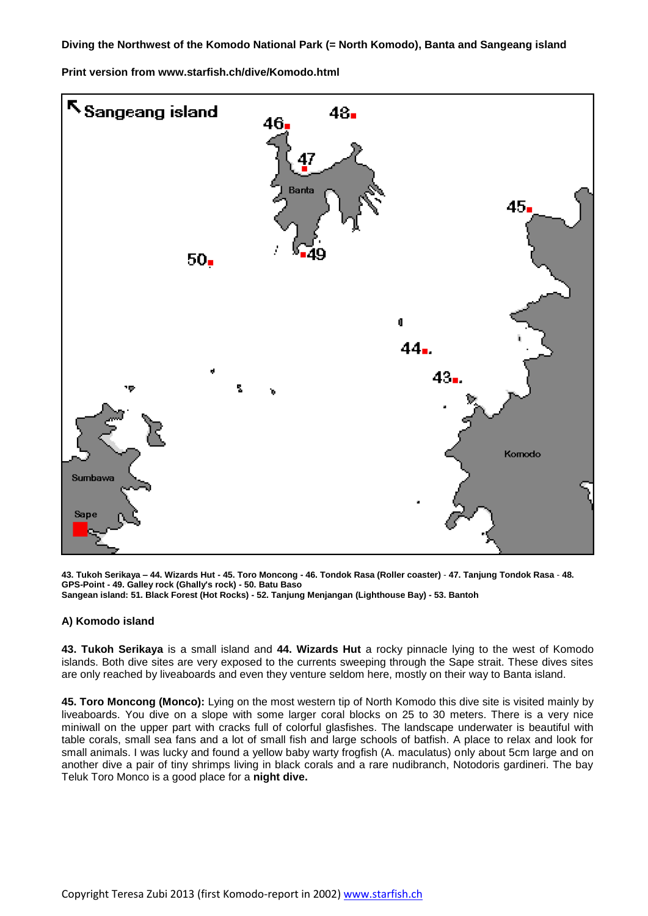**Diving the Northwest of the Komodo National Park (= North Komodo), Banta and Sangeang island**

**Print version from www.starfish.ch/dive/Komodo.html**

**43. Tukoh Serikaya – 44. Wizards Hut - 45. Toro Moncong - 46. Tondok Rasa (Roller coaster) - 47. Tanjung Tondok Rasa - 48. GPS-Point - 49. Galley rock (Ghally's rock) - 50. Batu Baso**
**Sangean island: 51. Black Forest (Hot Rocks) - 52. Tanjung Menjangan (Lighthouse Bay) - 53. Bantoh**

## A) Komodo island

**43. Tukoh Serikaya** is a small island and **44. Wizards Hut** a rocky pinnacle lying to the west of Komodo islands. Both dive sites are very exposed to the currents sweeping through the Sape strait. These dives sites are only reached by liveaboards and even they venture seldom here, mostly on their way to Banta island.

**45. Toro Moncong (Monco):** Lying on the most western tip of North Komodo this dive site is visited mainly by liveaboards. You dive on a slope with some larger coral blocks on 25 to 30 meters. There is a very nice miniwall on the upper part with cracks full of colorful glasfishes. The landscape underwater is beautiful with table corals, small sea fans and a lot of small fish and large schools of batfish. A place to relax and look for small animals. I was lucky and found a yellow baby warty frogfish (A. maculatus) only about 5cm large and on another dive a pair of tiny shrimps living in black corals and a rare nudibranch, Notodoris gardineri. The bay Teluk Toro Monco is a good place for a **night dive.**

Copyright Teresa Zubi 2013 (first Komodo-report in 2002) www.starfish.ch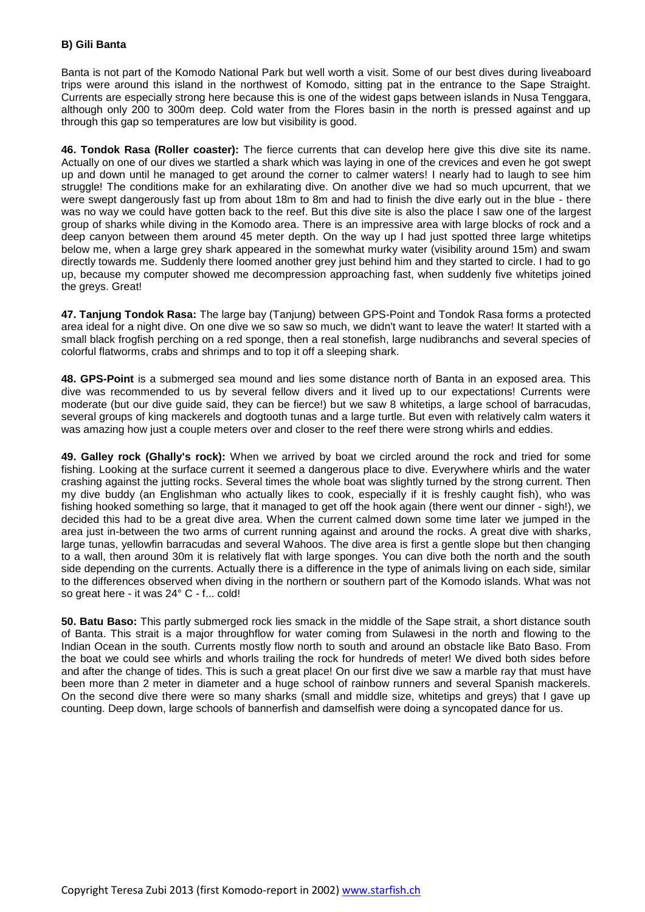### B) Gili Banta

Banta is not part of the Komodo National Park but well worth a visit. Some of our best dives during liveaboard trips were around this island in the northwest of Komodo, sitting pat in the entrance to the Sape Straight. Currents are especially strong here because this is one of the widest gaps between islands in Nusa Tenggara, although only 200 to 300m deep. Cold water from the Flores basin in the north is pressed against and up through this gap so temperatures are low but visibility is good.

**46. Tondok Rasa (Roller coaster):** The fierce currents that can develop here give this dive site its name. Actually on one of our dives we startled a shark which was laying in one of the crevices and even he got swept up and down until he managed to get around the corner to calmer waters! I nearly had to laugh to see him struggle! The conditions make for an exhilarating dive. On another dive we had so much upcurrent, that we were swept dangerously fast up from about 18m to 8m and had to finish the dive early out in the blue - there was no way we could have gotten back to the reef. But this dive site is also the place I saw one of the largest group of sharks while diving in the Komodo area. There is an impressive area with large blocks of rock and a deep canyon between them around 45 meter depth. On the way up I had just spotted three large whitetips below me, when a large grey shark appeared in the somewhat murky water (visibility around 15m) and swam directly towards me. Suddenly there loomed another grey just behind him and they started to circle. I had to go up, because my computer showed me decompression approaching fast, when suddenly five whitetips joined the greys. Great!

**47. Tanjung Tondok Rasa:** The large bay (Tanjung) between GPS-Point and Tondok Rasa forms a protected area ideal for a night dive. On one dive we so saw so much, we didn't want to leave the water! It started with a small black frogfish perching on a red sponge, then a real stonefish, large nudibranchs and several species of colorful flatworms, crabs and shrimps and to top it off a sleeping shark.

**48. GPS-Point** is a submerged sea mound and lies some distance north of Banta in an exposed area. This dive was recommended to us by several fellow divers and it lived up to our expectations! Currents were moderate (but our dive guide said, they can be fierce!) but we saw 8 whitetips, a large school of barracudas, several groups of king mackerels and dogtooth tunas and a large turtle. But even with relatively calm waters it was amazing how just a couple meters over and closer to the reef there were strong whirls and eddies.

**49. Galley rock (Ghally's rock):** When we arrived by boat we circled around the rock and tried for some fishing. Looking at the surface current it seemed a dangerous place to dive. Everywhere whirls and the water crashing against the jutting rocks. Several times the whole boat was slightly turned by the strong current. Then my dive buddy (an Englishman who actually likes to cook, especially if it is freshly caught fish), who was fishing hooked something so large, that it managed to get off the hook again (there went our dinner - sigh!), we decided this had to be a great dive area. When the current calmed down some time later we jumped in the area just in-between the two arms of current running against and around the rocks. A great dive with sharks, large tunas, yellowfin barracudas and several Wahoos. The dive area is first a gentle slope but then changing to a wall, then around 30m it is relatively flat with large sponges. You can dive both the north and the south side depending on the currents. Actually there is a difference in the type of animals living on each side, similar to the differences observed when diving in the northern or southern part of the Komodo islands. What was not so great here - it was 24° C - f... cold!

**50. Batu Baso:** This partly submerged rock lies smack in the middle of the Sape strait, a short distance south of Banta. This strait is a major throughflow for water coming from Sulawesi in the north and flowing to the Indian Ocean in the south. Currents mostly flow north to south and around an obstacle like Bato Baso. From the boat we could see whirls and whorls trailing the rock for hundreds of meter! We dived both sides before and after the change of tides. This is such a great place! On our first dive we saw a marble ray that must have been more than 2 meter in diameter and a huge school of rainbow runners and several Spanish mackerels. On the second dive there were so many sharks (small and middle size, whitetips and greys) that I gave up counting. Deep down, large schools of bannerfish and damselfish were doing a syncopated dance for us.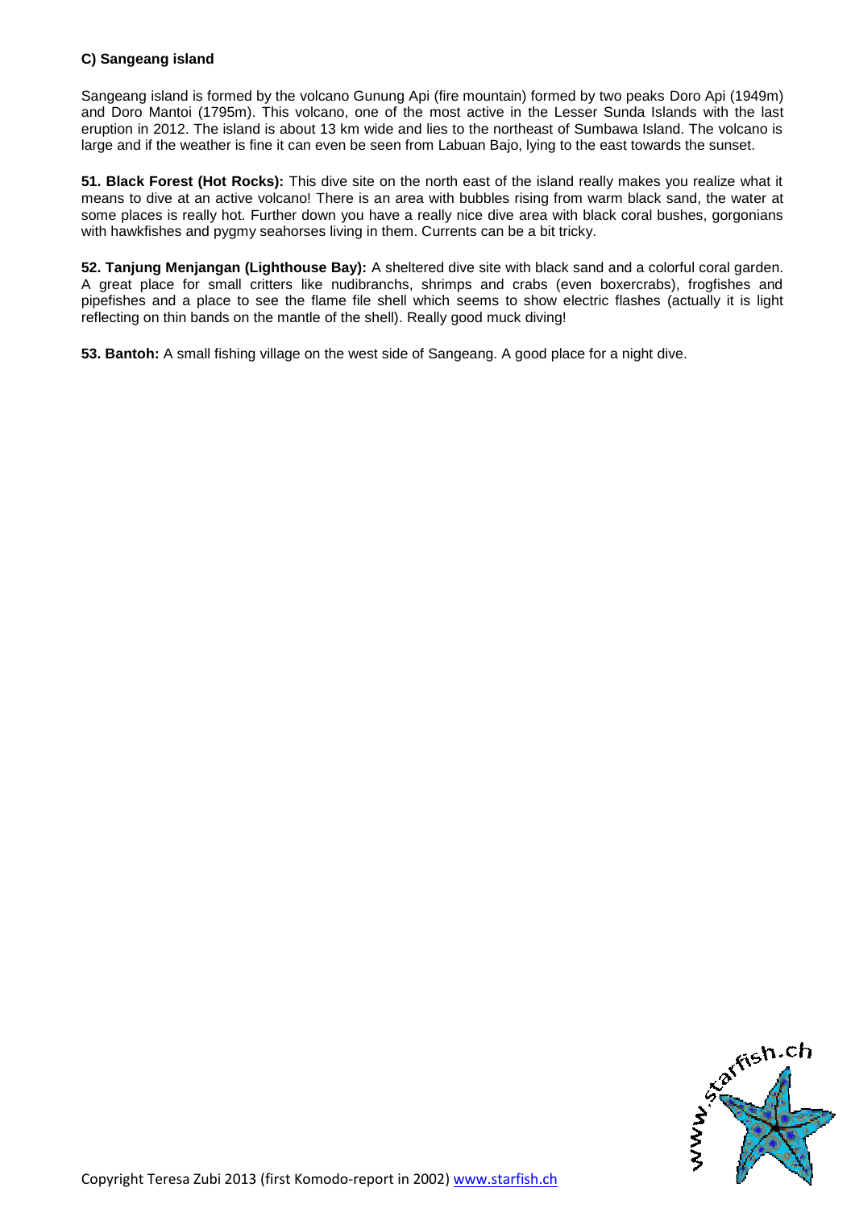### C) Sangeang island

Sangeang island is formed by the volcano Gunung Api (fire mountain) formed by two peaks Doro Api (1949m) and Doro Mantoi (1795m). This volcano, one of the most active in the Lesser Sunda Islands with the last eruption in 2012. The island is about 13 km wide and lies to the northeast of Sumbawa Island. The volcano is large and if the weather is fine it can even be seen from Labuan Bajo, lying to the east towards the sunset.

**51. Black Forest (Hot Rocks):** This dive site on the north east of the island really makes you realize what it means to dive at an active volcano! There is an area with bubbles rising from warm black sand, the water at some places is really hot. Further down you have a really nice dive area with black coral bushes, gorgonians with hawkfishes and pygmy seahorses living in them. Currents can be a bit tricky.

**52. Tanjung Menjangan (Lighthouse Bay):** A sheltered dive site with black sand and a colorful coral garden. A great place for small critters like nudibranchs, shrimps and crabs (even boxercrabs), frogfishes and pipefishes and a place to see the flame file shell which seems to show electric flashes (actually it is light reflecting on thin bands on the mantle of the shell). Really good muck diving!

**53. Bantoh:** A small fishing village on the west side of Sangeang. A good place for a night dive.